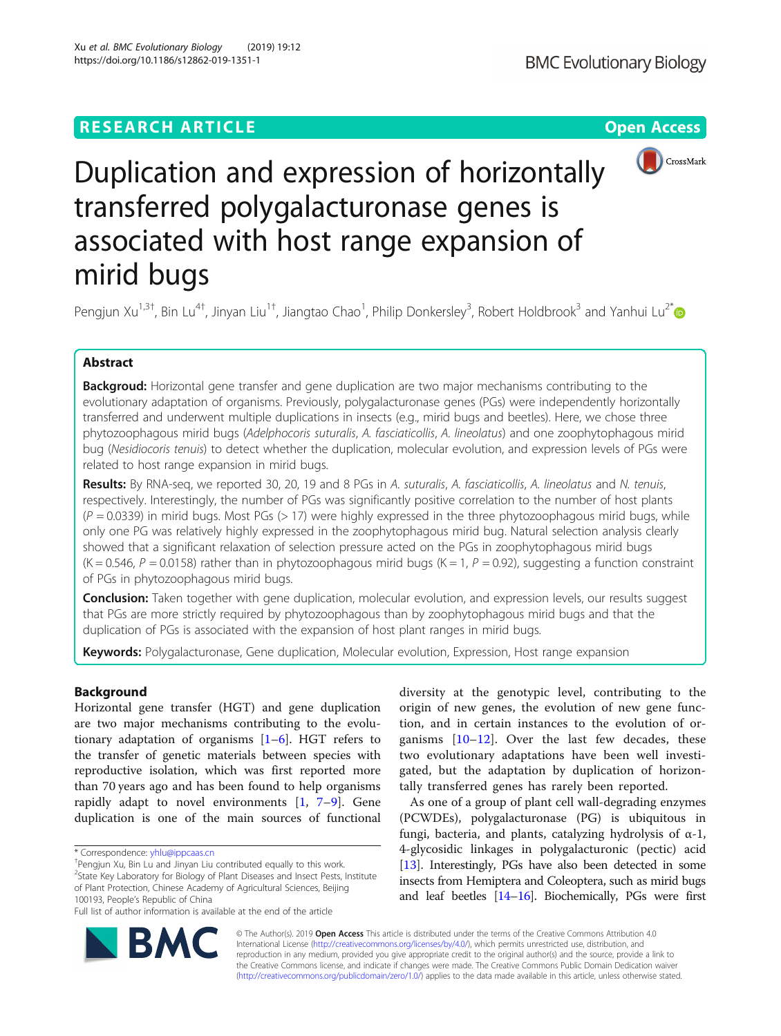# Duplication and expression of horizontally transferred polygalacturonase genes is associated with host range expansion of mirid bugs

Pengjun Xu[1,3†], Bin Lu[4†], Jinyan Liu[1†], Jiangtao Chao[1], Philip Donkersley[3], Robert Holdbrook[3] and Yanhui Lu[2*]

## Abstract

**Backgroud:** Horizontal gene transfer and gene duplication are two major mechanisms contributing to the evolutionary adaptation of organisms. Previously, polygalacturonase genes (PGs) were independently horizontally transferred and underwent multiple duplications in insects (e.g., mirid bugs and beetles). Here, we chose three phytozoophagous mirid bugs (*Adelphocoris suturalis*, *A. fasciaticollis*, *A. lineolatus*) and one zoophytophagous mirid bug (*Nesidiocoris tenuis*) to detect whether the duplication, molecular evolution, and expression levels of PGs were related to host range expansion in mirid bugs.

**Results:** By RNA-seq, we reported 30, 20, 19 and 8 PGs in *A. suturalis*, *A. fasciaticollis*, *A. lineolatus* and *N. tenuis*, respectively. Interestingly, the number of PGs was significantly positive correlation to the number of host plants ($P = 0.0339$) in mirid bugs. Most PGs (> 17) were highly expressed in the three phytozoophagous mirid bugs, while only one PG was relatively highly expressed in the zoophytophagous mirid bug. Natural selection analysis clearly showed that a significant relaxation of selection pressure acted on the PGs in zoophytophagous mirid bugs ($K = 0.546$, $P = 0.0158$) rather than in phytozoophagous mirid bugs ($K = 1$, $P = 0.92$), suggesting a function constraint of PGs in phytozoophagous mirid bugs.

**Conclusion:** Taken together with gene duplication, molecular evolution, and expression levels, our results suggest that PGs are more strictly required by phytozoophagous than by zoophytophagous mirid bugs and that the duplication of PGs is associated with the expansion of host plant ranges in mirid bugs.

**Keywords:** Polygalacturonase, Gene duplication, Molecular evolution, Expression, Host range expansion

## Background

Horizontal gene transfer (HGT) and gene duplication are two major mechanisms contributing to the evolutionary adaptation of organisms [1–6]. HGT refers to the transfer of genetic materials between species with reproductive isolation, which was first reported more than 70 years ago and has been found to help organisms rapidly adapt to novel environments [1, 7–9]. Gene duplication is one of the main sources of functional diversity at the genotypic level, contributing to the origin of new genes, the evolution of new gene function, and in certain instances to the evolution of organisms [10–12]. Over the last few decades, these two evolutionary adaptations have been well investigated, but the adaptation by duplication of horizontally transferred genes has rarely been reported.

As one of a group of plant cell wall-degrading enzymes (PCWDEs), polygalacturonase (PG) is ubiquitous in fungi, bacteria, and plants, catalyzing hydrolysis of α-1, 4-glycosidic linkages in polygalacturonic (pectic) acid [13]. Interestingly, PGs have also been detected in some insects from Hemiptera and Coleoptera, such as mirid bugs and leaf beetles [14–16]. Biochemically, PGs were first

\* Correspondence: yhlu@ippcaas.cn

†Pengjun Xu, Bin Lu and Jinyan Liu contributed equally to this work.

[2]State Key Laboratory for Biology of Plant Diseases and Insect Pests, Institute of Plant Protection, Chinese Academy of Agricultural Sciences, Beijing 100193, People's Republic of China

Full list of author information is available at the end of the article

© The Author(s). 2019 **Open Access** This article is distributed under the terms of the Creative Commons Attribution 4.0 International License (http://creativecommons.org/licenses/by/4.0/), which permits unrestricted use, distribution, and reproduction in any medium, provided you give appropriate credit to the original author(s) and the source, provide a link to the Creative Commons license, and indicate if changes were made. The Creative Commons Public Domain Dedication waiver (http://creativecommons.org/publicdomain/zero/1.0/) applies to the data made available in this article, unless otherwise stated.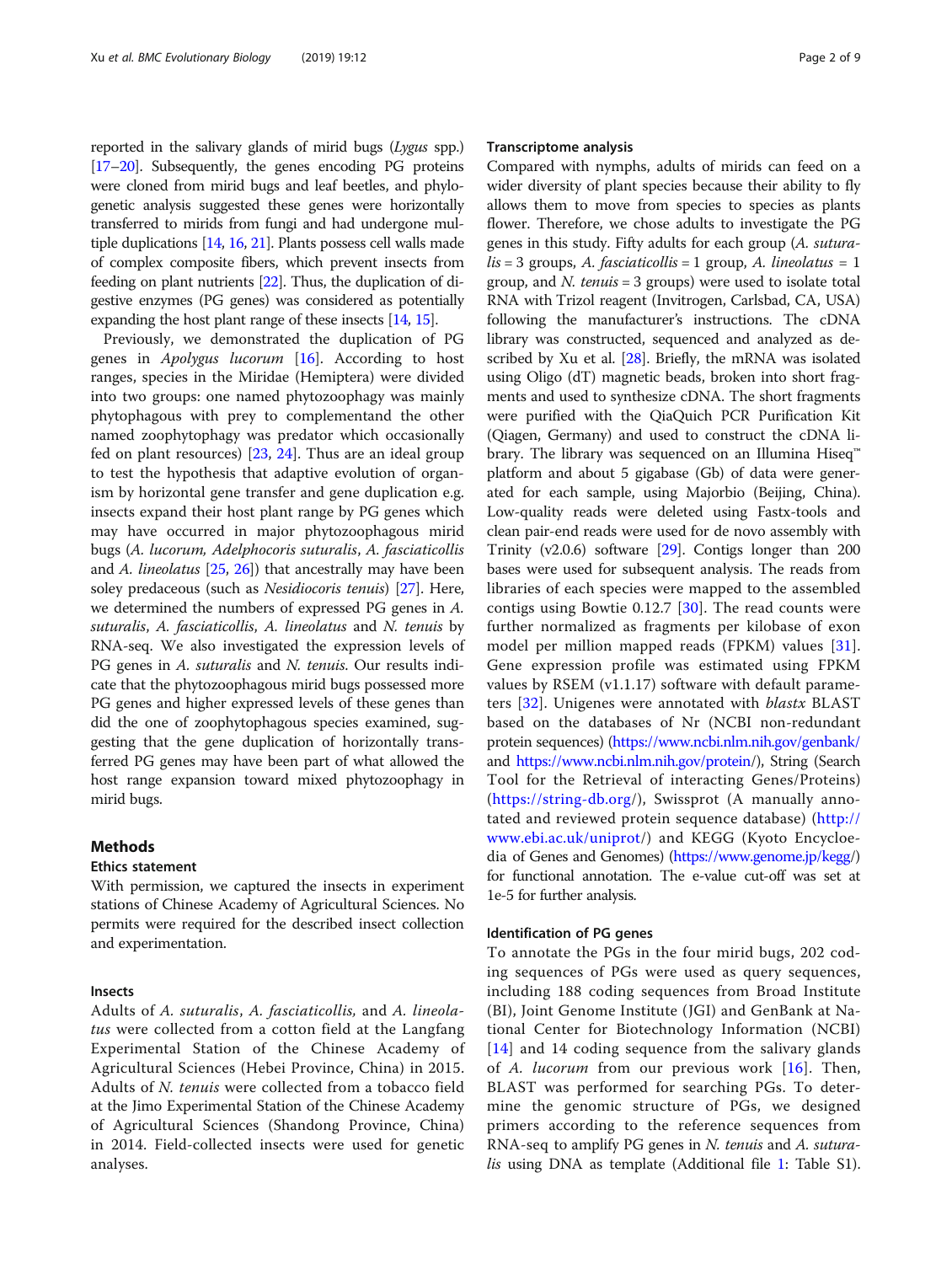reported in the salivary glands of mirid bugs (*Lygus* spp.) [17–20]. Subsequently, the genes encoding PG proteins were cloned from mirid bugs and leaf beetles, and phylogenetic analysis suggested these genes were horizontally transferred to mirids from fungi and had undergone multiple duplications [14, 16, 21]. Plants possess cell walls made of complex composite fibers, which prevent insects from feeding on plant nutrients [22]. Thus, the duplication of digestive enzymes (PG genes) was considered as potentially expanding the host plant range of these insects [14, 15].

Previously, we demonstrated the duplication of PG genes in *Apolygus lucorum* [16]. According to host ranges, species in the Miridae (Hemiptera) were divided into two groups: one named phytozoophagy was mainly phytophagous with prey to complementand the other named zoophytophagy was predator which occasionally fed on plant resources) [23, 24]. Thus an ideal group to test the hypothesis that adaptive evolution of organism by horizontal gene transfer and gene duplication e.g. insects expand their host plant range by PG genes which may have occurred in major phytozoophagous mirid bugs (*A. lucorum, Adelphocoris suturalis*, *A. fasciaticollis* and *A. lineolatus* [25, 26]) that ancestrally may have been soley predaceous (such as *Nesidiocoris tenuis*) [27]. Here, we determined the numbers of expressed PG genes in *A. suturalis*, *A. fasciaticollis*, *A. lineolatus* and *N. tenuis* by RNA-seq. We also investigated the expression levels of PG genes in *A. suturalis* and *N. tenuis*. Our results indicate that the phytozoophagous mirid bugs possessed more PG genes and higher expressed levels of these genes than did the one of zoophytophagous species examined, suggesting that the gene duplication of horizontally transferred PG genes may have been part of what allowed the host range expansion toward mixed phytozoophagy in mirid bugs.

## Methods

### Ethics statement

With permission, we captured the insects in experiment stations of Chinese Academy of Agricultural Sciences. No permits were required for the described insect collection and experimentation.

### Insects

Adults of *A. suturalis*, *A. fasciaticollis*, and *A. lineolatus* were collected from a cotton field at the Langfang Experimental Station of the Chinese Academy of Agricultural Sciences (Hebei Province, China) in 2015. Adults of *N. tenuis* were collected from a tobacco field at the Jimo Experimental Station of the Chinese Academy of Agricultural Sciences (Shandong Province, China) in 2014. Field-collected insects were used for genetic analyses.

### Transcriptome analysis

Compared with nymphs, adults of mirids can feed on a wider diversity of plant species because their ability to fly allows them to move from species to species as plants flower. Therefore, we chose adults to investigate the PG genes in this study. Fifty adults for each group (*A. suturalis* = 3 groups, *A. fasciaticollis* = 1 group, *A. lineolatus* = 1 group, and *N. tenuis* = 3 groups) were used to isolate total RNA with Trizol reagent (Invitrogen, Carlsbad, CA, USA) following the manufacturer's instructions. The cDNA library was constructed, sequenced and analyzed as described by Xu et al. [28]. Briefly, the mRNA was isolated using Oligo (dT) magnetic beads, broken into short fragments and used to synthesize cDNA. The short fragments were purified with the QiaQuich PCR Purification Kit (Qiagen, Germany) and used to construct the cDNA library. The library was sequenced on an Illumina Hiseq™ platform and about 5 gigabase (Gb) of data were generated for each sample, using Majorbio (Beijing, China). Low-quality reads were deleted using Fastx-tools and clean pair-end reads were used for de novo assembly with Trinity (v2.0.6) software [29]. Contigs longer than 200 bases were used for subsequent analysis. The reads from libraries of each species were mapped to the assembled contigs using Bowtie 0.12.7 [30]. The read counts were further normalized as fragments per kilobase of exon model per million mapped reads (FPKM) values [31]. Gene expression profile was estimated using FPKM values by RSEM (v1.1.17) software with default parameters [32]. Unigenes were annotated with *blastx* BLAST based on the databases of Nr (NCBI non-redundant protein sequences) (https://www.ncbi.nlm.nih.gov/genbank/ and https://www.ncbi.nlm.nih.gov/protein/), String (Search Tool for the Retrieval of interacting Genes/Proteins) (https://string-db.org/), Swissprot (A manually annotated and reviewed protein sequence database) (http://www.ebi.ac.uk/uniprot/) and KEGG (Kyoto Encycloedia of Genes and Genomes) (https://www.genome.jp/kegg/) for functional annotation. The e-value cut-off was set at 1e-5 for further analysis.

### Identification of PG genes

To annotate the PGs in the four mirid bugs, 202 coding sequences of PGs were used as query sequences, including 188 coding sequences from Broad Institute (BI), Joint Genome Institute (JGI) and GenBank at National Center for Biotechnology Information (NCBI) [14] and 14 coding sequence from the salivary glands of *A. lucorum* from our previous work [16]. Then, BLAST was performed for searching PGs. To determine the genomic structure of PGs, we designed primers according to the reference sequences from RNA-seq to amplify PG genes in *N. tenuis* and *A. suturalis* using DNA as template (Additional file 1: Table S1).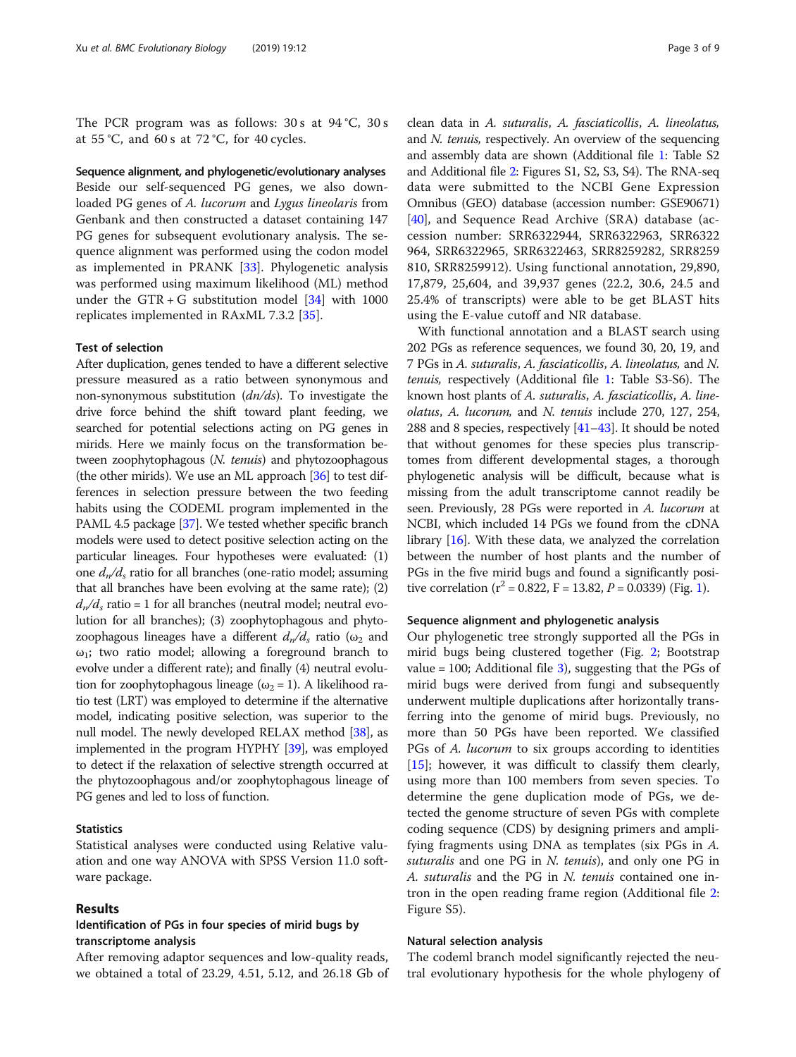The PCR program was as follows: 30 s at 94 °C, 30 s at 55 °C, and 60 s at 72 °C, for 40 cycles.

#### Sequence alignment, and phylogenetic/evolutionary analyses

Beside our self-sequenced PG genes, we also downloaded PG genes of *A. lucorum* and *Lygus lineolaris* from Genbank and then constructed a dataset containing 147 PG genes for subsequent evolutionary analysis. The sequence alignment was performed using the codon model as implemented in PRANK [33]. Phylogenetic analysis was performed using maximum likelihood (ML) method under the GTR + G substitution model [34] with 1000 replicates implemented in RAxML 7.3.2 [35].

#### Test of selection

After duplication, genes tended to have a different selective pressure measured as a ratio between synonymous and non-synonymous substitution (*dn/ds*). To investigate the drive force behind the shift toward plant feeding, we searched for potential selections acting on PG genes in mirids. Here we mainly focus on the transformation between zoophytophagous (*N. tenuis*) and phytozoophagous (the other mirids). We use an ML approach [36] to test differences in selection pressure between the two feeding habits using the CODEML program implemented in the PAML 4.5 package [37]. We tested whether specific branch models were used to detect positive selection acting on the particular lineages. Four hypotheses were evaluated: (1) one $d_n/d_s$ ratio for all branches (one-ratio model; assuming that all branches have been evolving at the same rate); (2) $d_n/d_s$ ratio = 1 for all branches (neutral model; neutral evolution for all branches); (3) zoophytophagous and phytozoophagous lineages have a different $d_n/d_s$ ratio ($\omega_2$ and $\omega_1$; two ratio model; allowing a foreground branch to evolve under a different rate); and finally (4) neutral evolution for zoophytophagous lineage ($\omega_2 = 1$). A likelihood ratio test (LRT) was employed to determine if the alternative model, indicating positive selection, was superior to the null model. The newly developed RELAX method [38], as implemented in the program HYPHY [39], was employed to detect if the relaxation of selective strength occurred at the phytozoophagous and/or zoophytophagous lineage of PG genes and led to loss of function.

#### Statistics

Statistical analyses were conducted using Relative valuation and one way ANOVA with SPSS Version 11.0 software package.

## Results

### Identification of PGs in four species of mirid bugs by transcriptome analysis

After removing adaptor sequences and low-quality reads, we obtained a total of 23.29, 4.51, 5.12, and 26.18 Gb of clean data in *A. suturalis*, *A. fasciaticollis*, *A. lineolatus,* and *N. tenuis,* respectively. An overview of the sequencing and assembly data are shown (Additional file 1: Table S2 and Additional file 2: Figures S1, S2, S3, S4). The RNA-seq data were submitted to the NCBI Gene Expression Omnibus (GEO) database (accession number: GSE90671) [40], and Sequence Read Archive (SRA) database (accession number: SRR6322944, SRR6322963, SRR6322964, SRR6322965, SRR6322463, SRR8259282, SRR8259810, SRR8259912). Using functional annotation, 29,890, 17,879, 25,604, and 39,937 genes (22.2, 30.6, 24.5 and 25.4% of transcripts) were able to be get BLAST hits using the E-value cutoff and NR database.

With functional annotation and a BLAST search using 202 PGs as reference sequences, we found 30, 20, 19, and 7 PGs in *A. suturalis*, *A. fasciaticollis*, *A. lineolatus,* and *N. tenuis,* respectively (Additional file 1: Table S3-S6). The known host plants of *A. suturalis*, *A. fasciaticollis*, *A. lineolatus*, *A. lucorum,* and *N. tenuis* include 270, 127, 254, 288 and 8 species, respectively [41–43]. It should be noted that without genomes for these species plus transcriptomes from different developmental stages, a thorough phylogenetic analysis will be difficult, because what is missing from the adult transcriptome cannot readily be seen. Previously, 28 PGs were reported in *A. lucorum* at NCBI, which included 14 PGs we found from the cDNA library [16]. With these data, we analyzed the correlation between the number of host plants and the number of PGs in the five mirid bugs and found a significantly positive correlation ($r^2 = 0.822$, F = 13.82, $P = 0.0339$) (Fig. 1).

### Sequence alignment and phylogenetic analysis

Our phylogenetic tree strongly supported all the PGs in mirid bugs being clustered together (Fig. 2; Bootstrap value = 100; Additional file 3), suggesting that the PGs of mirid bugs were derived from fungi and subsequently underwent multiple duplications after horizontally transferring into the genome of mirid bugs. Previously, no more than 50 PGs have been reported. We classified PGs of *A. lucorum* to six groups according to identities [15]; however, it was difficult to classify them clearly, using more than 100 members from seven species. To determine the gene duplication mode of PGs, we detected the genome structure of seven PGs with complete coding sequence (CDS) by designing primers and amplifying fragments using DNA as templates (six PGs in *A. suturalis* and one PG in *N. tenuis*), and only one PG in *A. suturalis* and the PG in *N. tenuis* contained one intron in the open reading frame region (Additional file 2: Figure S5).

### Natural selection analysis

The codeml branch model significantly rejected the neutral evolutionary hypothesis for the whole phylogeny of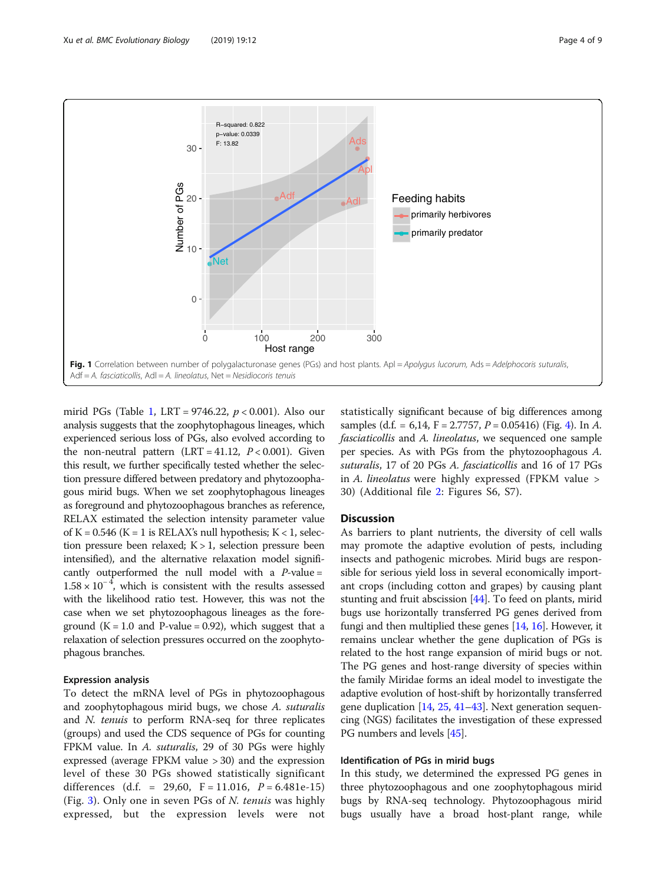Fig. 1 Correlation between number of polygalacturonase genes (PGs) and host plants. Apl = *Apolygus lucorum*, Ads = *Adelphocoris suturalis*, Adf = *A. fasciaticollis*, Adl = *A. lineolatus*, Net = *Nesidiocoris tenuis*

mirid PGs (Table 1, LRT = 9746.22, $p < 0.001$). Also our analysis suggests that the zoophytophagous lineages, which experienced serious loss of PGs, also evolved according to the non-neutral pattern (LRT = 41.12, $P < 0.001$). Given this result, we further specifically tested whether the selection pressure differed between predatory and phytozoophagous mirid bugs. When we set zoophytophagous lineages as foreground and phytozoophagous branches as reference, RELAX estimated the selection intensity parameter value of K = 0.546 (K = 1 is RELAX's null hypothesis; K < 1, selection pressure been relaxed; K > 1, selection pressure been intensified), and the alternative relaxation model significantly outperformed the null model with a *P*-value = $1.58 \times 10^{-4}$, which is consistent with the results assessed with the likelihood ratio test. However, this was not the case when we set phytozoophagous lineages as the foreground (K = 1.0 and P-value = 0.92), which suggest that a relaxation of selection pressures occurred on the zoophytophagous branches.

### Expression analysis

To detect the mRNA level of PGs in phytozoophagous and zoophytophagous mirid bugs, we chose *A. suturalis* and *N. tenuis* to perform RNA-seq for three replicates (groups) and used the CDS sequence of PGs for counting FPKM value. In *A. suturalis*, 29 of 30 PGs were highly expressed (average FPKM value > 30) and the expression level of these 30 PGs showed statistically significant differences (d.f. = 29,60, F = 11.016, $P = 6.481e-15$) (Fig. 3). Only one in seven PGs of *N. tenuis* was highly expressed, but the expression levels were not statistically significant because of big differences among samples (d.f. = 6,14, F = 2.7757, $P = 0.05416$) (Fig. 4). In *A. fasciaticollis* and *A. lineolatus*, we sequenced one sample per species. As with PGs from the phytozoophagous *A. suturalis*, 17 of 20 PGs *A. fasciaticollis* and 16 of 17 PGs in *A. lineolatus* were highly expressed (FPKM value > 30) (Additional file 2: Figures S6, S7).

## Discussion

As barriers to plant nutrients, the diversity of cell walls may promote the adaptive evolution of pests, including insects and pathogenic microbes. Mirid bugs are responsible for serious yield loss in several economically important crops (including cotton and grapes) by causing plant stunting and fruit abscission [44]. To feed on plants, mirid bugs use horizontally transferred PG genes derived from fungi and then multiplied these genes [14, 16]. However, it remains unclear whether the gene duplication of PGs is related to the host range expansion of mirid bugs or not. The PG genes and host-range diversity of species within the family Miridae forms an ideal model to investigate the adaptive evolution of host-shift by horizontally transferred gene duplication [14, 25, 41–43]. Next generation sequencing (NGS) facilitates the investigation of these expressed PG numbers and levels [45].

### Identification of PGs in mirid bugs

In this study, we determined the expressed PG genes in three phytozoophagous and one zoophytophagous mirid bugs by RNA-seq technology. Phytozoophagous mirid bugs usually have a broad host-plant range, while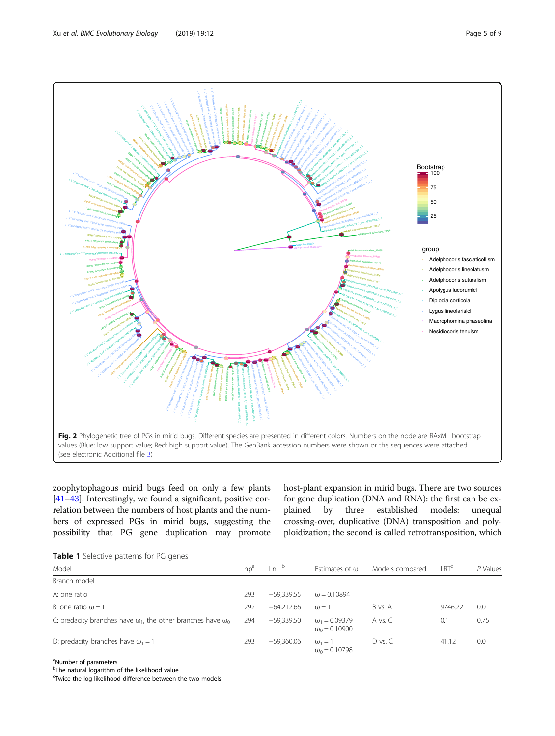**Fig. 2** Phylogenetic tree of PGs in mirid bugs. Different species are presented in different colors. Numbers on the node are RAxML bootstrap values (Blue: low support value; Red: high support value). The GenBank accession numbers were shown or the sequences were attached (see electronic Additional file 3)

zoophytophagous mirid bugs feed on only a few plants [41–43]. Interestingly, we found a significant, positive correlation between the numbers of host plants and the numbers of expressed PGs in mirid bugs, suggesting the possibility that PG gene duplication may promote host-plant expansion in mirid bugs. There are two sources for gene duplication (DNA and RNA): the first can be explained by three established models: unequal crossing-over, duplicative (DNA) transposition and polyploidization; the second is called retrotransposition, which

**Table 1** Selective patterns for PG genes

| Model | np[a] | Ln L[b] | Estimates of ω | Models compared | LRT[c] | *P* Values |
|---|---|---|---|---|---|---|
| Branch model | | | | | | |
| A: one ratio | 293 | −59,339.55 | $\omega = 0.10894$ | | | |
| B: one ratio $\omega = 1$ | 292 | −64,212.66 | $\omega = 1$ | B vs. A | 9746.22 | 0.0 |
| C: predacity branches have $\omega_1$, the other branches have $\omega_0$ | 294 | −59,339.50 | $\omega_1 = 0.09379$ $\omega_0 = 0.10900$ | A vs. C | 0.1 | 0.75 |
| D: predacity branches have $\omega_1 = 1$ | 293 | −59,360.06 | $\omega_1 = 1$ $\omega_0 = 0.10798$ | D vs. C | 41.12 | 0.0 |

[a]Number of parameters
[b]The natural logarithm of the likelihood value
[c]Twice the log likelihood difference between the two models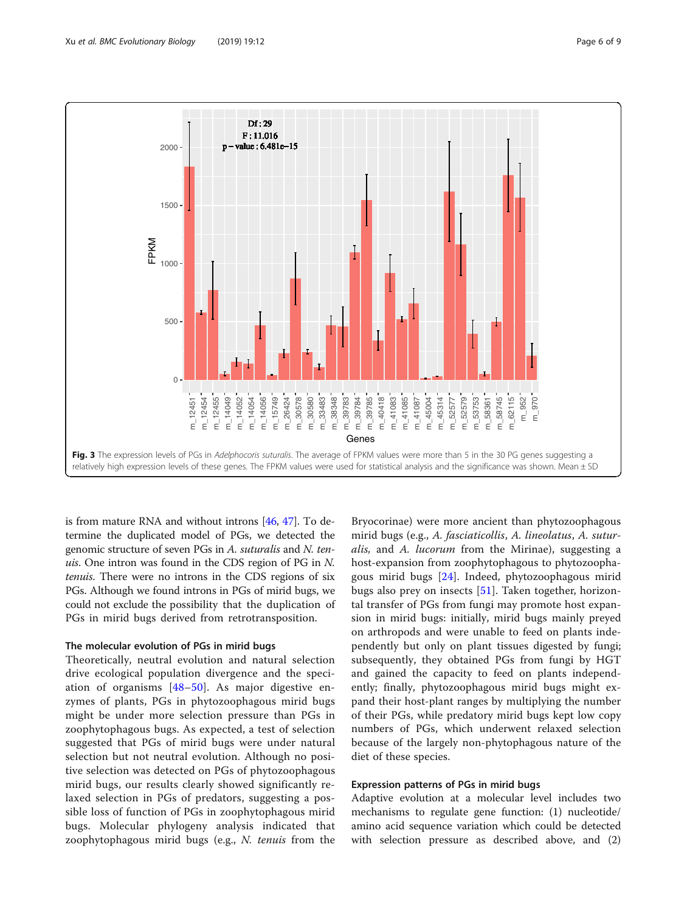**Fig. 3** The expression levels of PGs in *Adelphocoris suturalis*. The average of FPKM values were more than 5 in the 30 PG genes suggesting a relatively high expression levels of these genes. The FPKM values were used for statistical analysis and the significance was shown. Mean ± SD

is from mature RNA and without introns [46, 47]. To determine the duplicated model of PGs, we detected the genomic structure of seven PGs in *A. suturalis* and *N. tenuis*. One intron was found in the CDS region of PG in *N. tenuis*. There were no introns in the CDS regions of six PGs. Although we found introns in PGs of mirid bugs, we could not exclude the possibility that the duplication of PGs in mirid bugs derived from retrotransposition.

### The molecular evolution of PGs in mirid bugs

Theoretically, neutral evolution and natural selection drive ecological population divergence and the speciation of organisms [48–50]. As major digestive enzymes of plants, PGs in phytozoophagous mirid bugs might be under more selection pressure than PGs in zoophytophagous bugs. As expected, a test of selection suggested that PGs of mirid bugs were under natural selection but not neutral evolution. Although no positive selection was detected on PGs of phytozoophagous mirid bugs, our results clearly showed significantly relaxed selection in PGs of predators, suggesting a possible loss of function of PGs in zoophytophagous mirid bugs. Molecular phylogeny analysis indicated that zoophytophagous mirid bugs (e.g., *N. tenuis* from the Bryocorinae) were more ancient than phytozoophagous mirid bugs (e.g., *A. fasciaticollis*, *A. lineolatus*, *A. suturalis,* and *A. lucorum* from the Mirinae), suggesting a host-expansion from zoophytophagous to phytozoophagous mirid bugs [24]. Indeed, phytozoophagous mirid bugs also prey on insects [51]. Taken together, horizontal transfer of PGs from fungi may promote host expansion in mirid bugs: initially, mirid bugs mainly preyed on arthropods and were unable to feed on plants independently but only on plant tissues digested by fungi; subsequently, they obtained PGs from fungi by HGT and gained the capacity to feed on plants independently; finally, phytozoophagous mirid bugs might expand their host-plant ranges by multiplying the number of their PGs, while predatory mirid bugs kept low copy numbers of PGs, which underwent relaxed selection because of the largely non-phytophagous nature of the diet of these species.

### Expression patterns of PGs in mirid bugs

Adaptive evolution at a molecular level includes two mechanisms to regulate gene function: (1) nucleotide/amino acid sequence variation which could be detected with selection pressure as described above, and (2)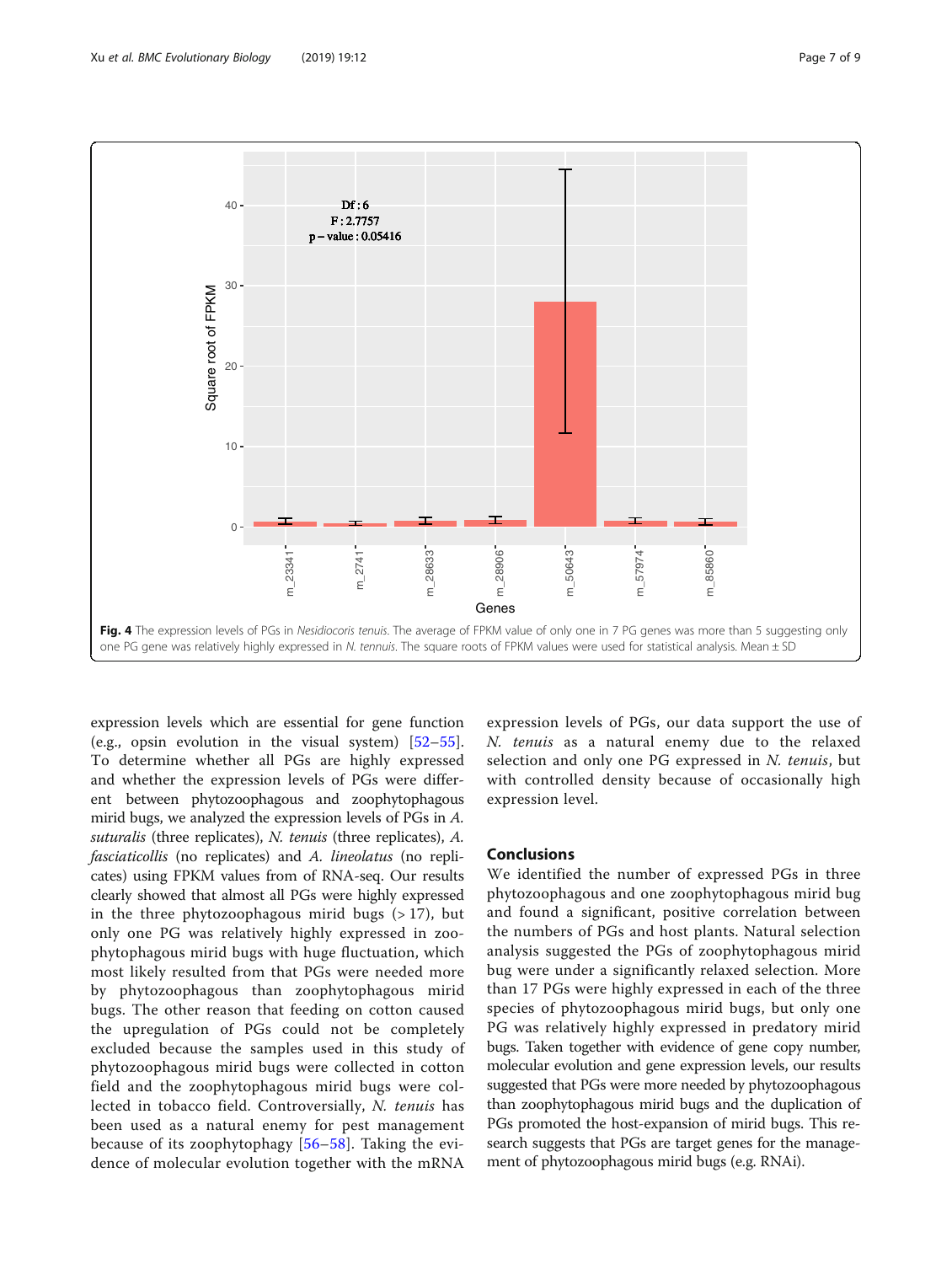Fig. 4 The expression levels of PGs in *Nesidiocoris tenuis*. The average of FPKM value of only one in 7 PG genes was more than 5 suggesting only one PG gene was relatively highly expressed in *N. tennuis*. The square roots of FPKM values were used for statistical analysis. Mean ± SD

expression levels which are essential for gene function (e.g., opsin evolution in the visual system) [52–55]. To determine whether all PGs are highly expressed and whether the expression levels of PGs were different between phytozoophagous and zoophytophagous mirid bugs, we analyzed the expression levels of PGs in *A. suturalis* (three replicates), *N. tenuis* (three replicates), *A. fasciaticollis* (no replicates) and *A. lineolatus* (no replicates) using FPKM values from of RNA-seq. Our results clearly showed that almost all PGs were highly expressed in the three phytozoophagous mirid bugs (> 17), but only one PG was relatively highly expressed in zoophytophagous mirid bugs with huge fluctuation, which most likely resulted from that PGs were needed more by phytozoophagous than zoophytophagous mirid bugs. The other reason that feeding on cotton caused the upregulation of PGs could not be completely excluded because the samples used in this study of phytozoophagous mirid bugs were collected in cotton field and the zoophytophagous mirid bugs were collected in tobacco field. Controversially, *N. tenuis* has been used as a natural enemy for pest management because of its zoophytophagy [56–58]. Taking the evidence of molecular evolution together with the mRNA expression levels of PGs, our data support the use of *N. tenuis* as a natural enemy due to the relaxed selection and only one PG expressed in *N. tenuis*, but with controlled density because of occasionally high expression level.

## Conclusions

We identified the number of expressed PGs in three phytozoophagous and one zoophytophagous mirid bug and found a significant, positive correlation between the numbers of PGs and host plants. Natural selection analysis suggested the PGs of zoophytophagous mirid bug were under a significantly relaxed selection. More than 17 PGs were highly expressed in each of the three species of phytozoophagous mirid bugs, but only one PG was relatively highly expressed in predatory mirid bugs. Taken together with evidence of gene copy number, molecular evolution and gene expression levels, our results suggested that PGs were more needed by phytozoophagous than zoophytophagous mirid bugs and the duplication of PGs promoted the host-expansion of mirid bugs. This research suggests that PGs are target genes for the management of phytozoophagous mirid bugs (e.g. RNAi).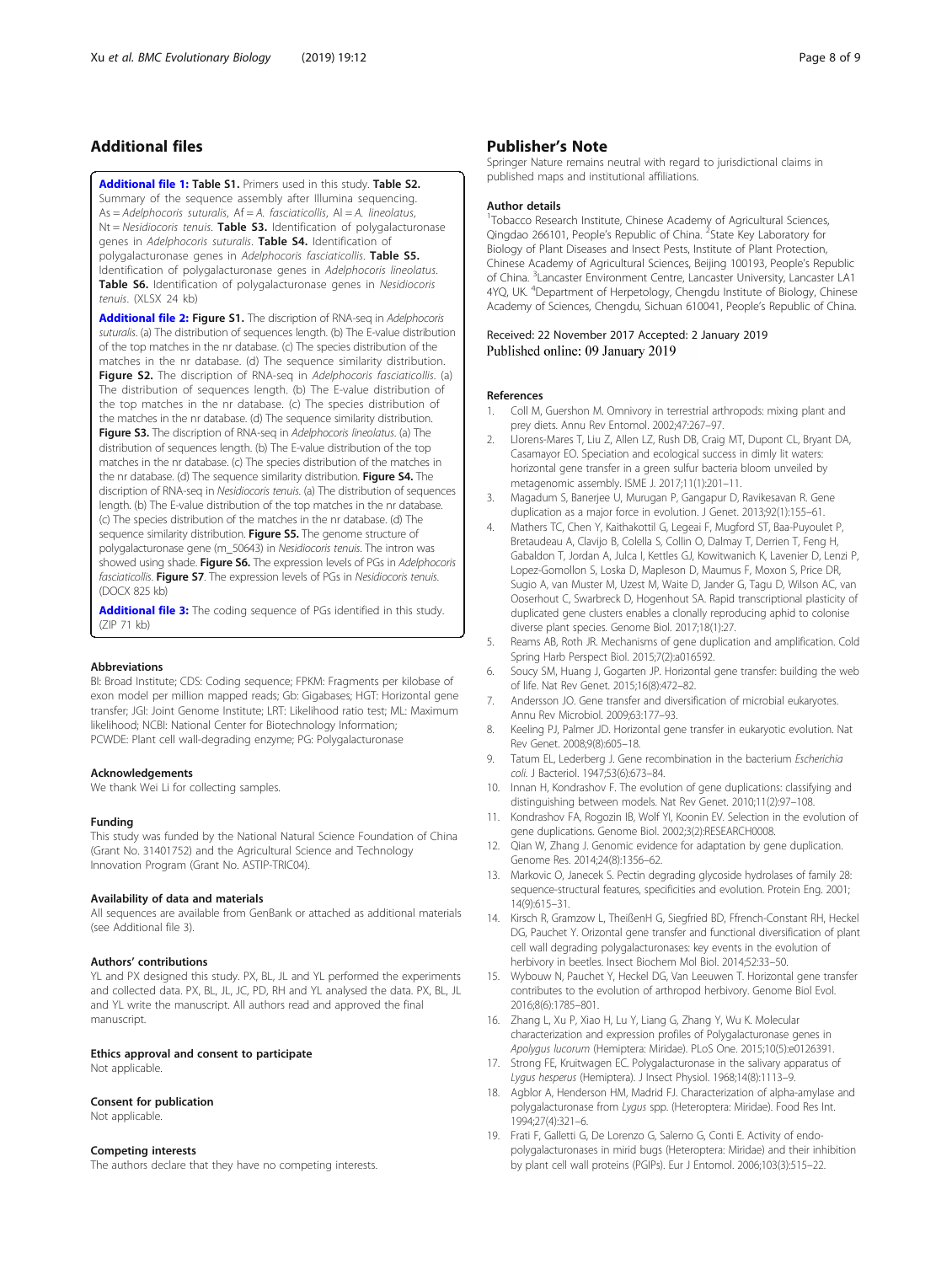## Additional files

**Additional file 1:** **Table S1.** Primers used in this study. **Table S2.** Summary of the sequence assembly after Illumina sequencing. As = *Adelphocoris suturalis*, Af = *A. fasciaticollis*, Al = *A. lineolatus*, Nt = *Nesidiocoris tenuis*. **Table S3.** Identification of polygalacturonase genes in *Adelphocoris suturalis*. **Table S4.** Identification of polygalacturonase genes in *Adelphocoris fasciaticollis*. **Table S5.** Identification of polygalacturonase genes in *Adelphocoris lineolatus*. **Table S6.** Identification of polygalacturonase genes in *Nesidiocoris tenuis*. (XLSX 24 kb)

**Additional file 2:** **Figure S1.** The discription of RNA-seq in *Adelphocoris suturalis*. (a) The distribution of sequences length. (b) The E-value distribution of the top matches in the nr database. (c) The species distribution of the matches in the nr database. (d) The sequence similarity distribution. **Figure S2.** The discription of RNA-seq in *Adelphocoris fasciaticollis*. (a) The distribution of sequences length. (b) The E-value distribution of the top matches in the nr database. (c) The species distribution of the matches in the nr database. (d) The sequence similarity distribution. **Figure S3.** The discription of RNA-seq in *Adelphocoris lineolatus*. (a) The distribution of sequences length. (b) The E-value distribution of the top matches in the nr database. (c) The species distribution of the matches in the nr database. (d) The sequence similarity distribution. **Figure S4.** The discription of RNA-seq in *Nesidiocoris tenuis*. (a) The distribution of sequences length. (b) The E-value distribution of the top matches in the nr database. (c) The species distribution of the matches in the nr database. (d) The sequence similarity distribution. **Figure S5.** The genome structure of polygalacturonase gene (m_50643) in *Nesidiocoris tenuis*. The intron was showed using shade. **Figure S6.** The expression levels of PGs in *Adelphocoris fasciaticollis*. **Figure S7**. The expression levels of PGs in *Nesidiocoris tenuis*. (DOCX 825 kb)

**Additional file 3:** The coding sequence of PGs identified in this study. (ZIP 71 kb)

#### Abbreviations

BI: Broad Institute; CDS: Coding sequence; FPKM: Fragments per kilobase of exon model per million mapped reads; Gb: Gigabases; HGT: Horizontal gene transfer; JGI: Joint Genome Institute; LRT: Likelihood ratio test; ML: Maximum likelihood; NCBI: National Center for Biotechnology Information; PCWDE: Plant cell wall-degrading enzyme; PG: Polygalacturonase

#### Acknowledgements

We thank Wei Li for collecting samples.

#### Funding

This study was funded by the National Natural Science Foundation of China (Grant No. 31401752) and the Agricultural Science and Technology Innovation Program (Grant No. ASTIP-TRIC04).

#### Availability of data and materials

All sequences are available from GenBank or attached as additional materials (see Additional file 3).

#### Authors' contributions

YL and PX designed this study. PX, BL, JL and YL performed the experiments and collected data. PX, BL, JL, JC, PD, RH and YL analysed the data. PX, BL, JL and YL write the manuscript. All authors read and approved the final manuscript.

#### Ethics approval and consent to participate

Not applicable.

#### Consent for publication

Not applicable.

#### Competing interests

The authors declare that they have no competing interests.

## Publisher's Note

Springer Nature remains neutral with regard to jurisdictional claims in published maps and institutional affiliations.

#### Author details

[1]Tobacco Research Institute, Chinese Academy of Agricultural Sciences, Qingdao 266101, People's Republic of China. [2]State Key Laboratory for Biology of Plant Diseases and Insect Pests, Institute of Plant Protection, Chinese Academy of Agricultural Sciences, Beijing 100193, People's Republic of China. [3]Lancaster Environment Centre, Lancaster University, Lancaster LA1 4YQ, UK. [4]Department of Herpetology, Chengdu Institute of Biology, Chinese Academy of Sciences, Chengdu, Sichuan 610041, People's Republic of China.

Received: 22 November 2017 Accepted: 2 January 2019
Published online: 09 January 2019

#### References

1. Coll M, Guershon M. Omnivory in terrestrial arthropods: mixing plant and prey diets. Annu Rev Entomol. 2002;47:267–97.
2. Llorens-Mares T, Liu Z, Allen LZ, Rush DB, Craig MT, Dupont CL, Bryant DA, Casamayor EO. Speciation and ecological success in dimly lit waters: horizontal gene transfer in a green sulfur bacteria bloom unveiled by metagenomic assembly. ISME J. 2017;11(1):201–11.
3. Magadum S, Banerjee U, Murugan P, Gangapur D, Ravikesavan R. Gene duplication as a major force in evolution. J Genet. 2013;92(1):155–61.
4. Mathers TC, Chen Y, Kaithakottil G, Legeai F, Mugford ST, Baa-Puyoulet P, Bretaudeau A, Clavijo B, Colella S, Collin O, Dalmay T, Derrien T, Feng H, Gabaldon T, Jordan A, Julca I, Kettles GJ, Kowitwanich K, Lavenier D, Lenzi P, Lopez-Gomollon S, Loska D, Mapleson D, Maumus F, Moxon S, Price DR, Sugio A, van Muster M, Uzest M, Waite D, Jander G, Tagu D, Wilson AC, van Ooserhout C, Swarbreck D, Hogenhout SA. Rapid transcriptional plasticity of duplicated gene clusters enables a clonally reproducing aphid to colonise diverse plant species. Genome Biol. 2017;18(1):27.
5. Reams AB, Roth JR. Mechanisms of gene duplication and amplification. Cold Spring Harb Perspect Biol. 2015;7(2):a016592.
6. Soucy SM, Huang J, Gogarten JP. Horizontal gene transfer: building the web of life. Nat Rev Genet. 2015;16(8):472–82.
7. Andersson JO. Gene transfer and diversification of microbial eukaryotes. Annu Rev Microbiol. 2009;63:177–93.
8. Keeling PJ, Palmer JD. Horizontal gene transfer in eukaryotic evolution. Nat Rev Genet. 2008;9(8):605–18.
9. Tatum EL, Lederberg J. Gene recombination in the bacterium *Escherichia coli*. J Bacteriol. 1947;53(6):673–84.
10. Innan H, Kondrashov F. The evolution of gene duplications: classifying and distinguishing between models. Nat Rev Genet. 2010;11(2):97–108.
11. Kondrashov FA, Rogozin IB, Wolf YI, Koonin EV. Selection in the evolution of gene duplications. Genome Biol. 2002;3(2):RESEARCH0008.
12. Qian W, Zhang J. Genomic evidence for adaptation by gene duplication. Genome Res. 2014;24(8):1356–62.
13. Markovic O, Janecek S. Pectin degrading glycoside hydrolases of family 28: sequence-structural features, specificities and evolution. Protein Eng. 2001;14(9):615–31.
14. Kirsch R, Gramzow L, TheißenH G, Siegfried BD, Ffrench-Constant RH, Heckel DG, Pauchet Y. Orizontal gene transfer and functional diversification of plant cell wall degrading polygalacturonases: key events in the evolution of herbivory in beetles. Insect Biochem Mol Biol. 2014;52:33–50.
15. Wybouw N, Pauchet Y, Heckel DG, Van Leeuwen T. Horizontal gene transfer contributes to the evolution of arthropod herbivory. Genome Biol Evol. 2016;8(6):1785–801.
16. Zhang L, Xu P, Xiao H, Lu Y, Liang G, Zhang Y, Wu K. Molecular characterization and expression profiles of Polygalacturonase genes in *Apolygus lucorum* (Hemiptera: Miridae). PLoS One. 2015;10(5):e0126391.
17. Strong FE, Kruitwagen EC. Polygalacturonase in the salivary apparatus of *Lygus hesperus* (Hemiptera). J Insect Physiol. 1968;14(8):1113–9.
18. Agblor A, Henderson HM, Madrid FJ. Characterization of alpha-amylase and polygalacturonase from *Lygus* spp. (Heteroptera: Miridae). Food Res Int. 1994;27(4):321–6.
19. Frati F, Galletti G, De Lorenzo G, Salerno G, Conti E. Activity of endo-polygalacturonases in mirid bugs (Heteroptera: Miridae) and their inhibition by plant cell wall proteins (PGIPs). Eur J Entomol. 2006;103(3):515–22.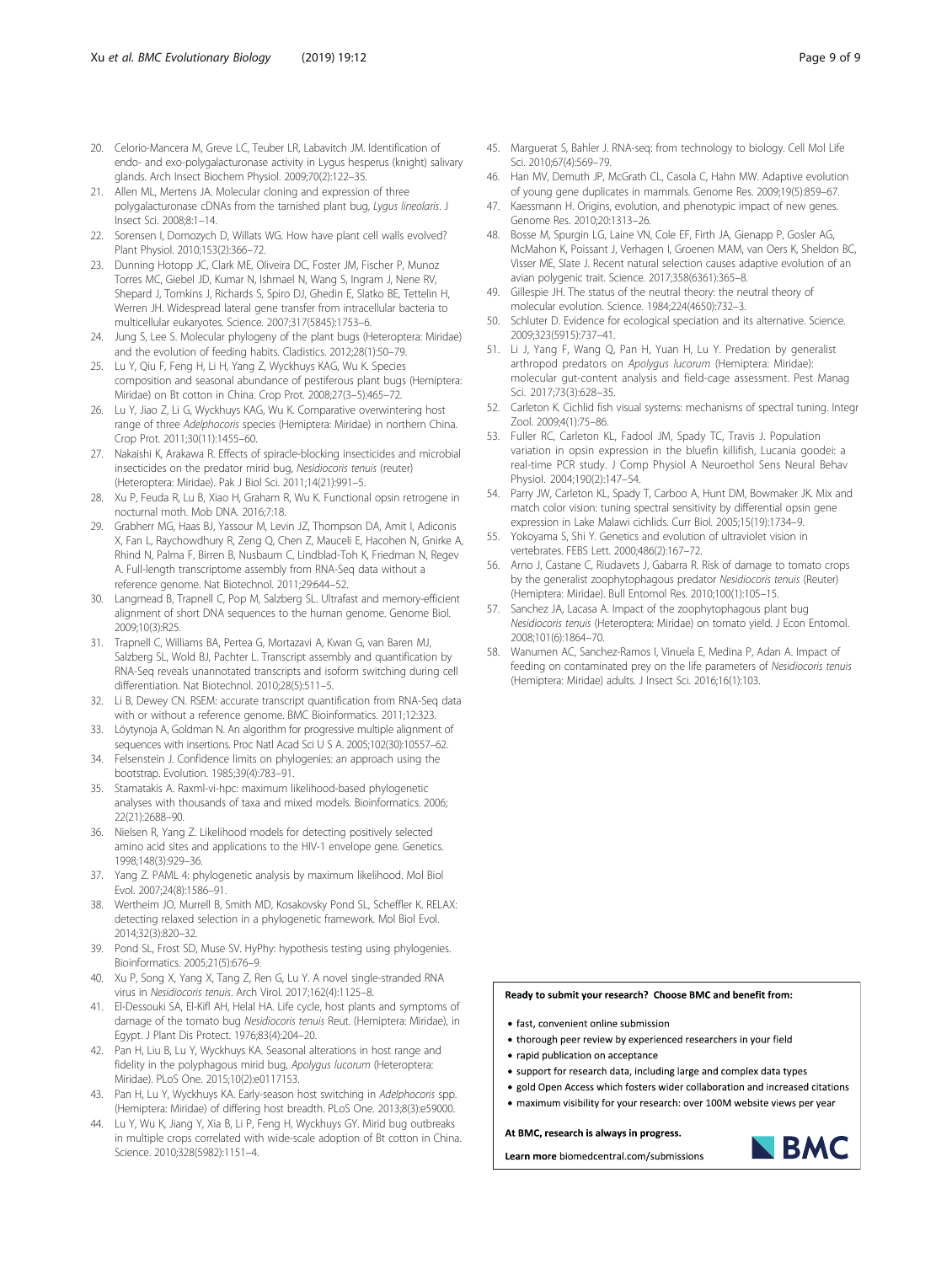20. Celorio-Mancera M, Greve LC, Teuber LR, Labavitch JM. Identification of endo- and exo-polygalacturonase activity in Lygus hesperus (knight) salivary glands. Arch Insect Biochem Physiol. 2009;70(2):122–35.
21. Allen ML, Mertens JA. Molecular cloning and expression of three polygalacturonase cDNAs from the tarnished plant bug, *Lygus lineolaris*. J Insect Sci. 2008;8:1–14.
22. Sorensen I, Domozych D, Willats WG. How have plant cell walls evolved? Plant Physiol. 2010;153(2):366–72.
23. Dunning Hotopp JC, Clark ME, Oliveira DC, Foster JM, Fischer P, Munoz Torres MC, Giebel JD, Kumar N, Ishmael N, Wang S, Ingram J, Nene RV, Shepard J, Tomkins J, Richards S, Spiro DJ, Ghedin E, Slatko BE, Tettelin H, Werren JH. Widespread lateral gene transfer from intracellular bacteria to multicellular eukaryotes. Science. 2007;317(5845):1753–6.
24. Jung S, Lee S. Molecular phylogeny of the plant bugs (Heteroptera: Miridae) and the evolution of feeding habits. Cladistics. 2012;28(1):50–79.
25. Lu Y, Qiu F, Feng H, Li H, Yang Z, Wyckhuys KAG, Wu K. Species composition and seasonal abundance of pestiferous plant bugs (Hemiptera: Miridae) on Bt cotton in China. Crop Prot. 2008;27(3–5):465–72.
26. Lu Y, Jiao Z, Li G, Wyckhuys KAG, Wu K. Comparative overwintering host range of three *Adelphocoris* species (Hemiptera: Miridae) in northern China. Crop Prot. 2011;30(11):1455–60.
27. Nakaishi K, Arakawa R. Effects of spiracle-blocking insecticides and microbial insecticides on the predator mirid bug, *Nesidiocoris tenuis* (reuter) (Heteroptera: Miridae). Pak J Biol Sci. 2011;14(21):991–5.
28. Xu P, Feuda R, Lu B, Xiao H, Graham R, Wu K. Functional opsin retrogene in nocturnal moth. Mob DNA. 2016;7:18.
29. Grabherr MG, Haas BJ, Yassour M, Levin JZ, Thompson DA, Amit I, Adiconis X, Fan L, Raychowdhury R, Zeng Q, Chen Z, Mauceli E, Hacohen N, Gnirke A, Rhind N, Palma F, Birren B, Nusbaum C, Lindblad-Toh K, Friedman N, Regev A. Full-length transcriptome assembly from RNA-Seq data without a reference genome. Nat Biotechnol. 2011;29:644–52.
30. Langmead B, Trapnell C, Pop M, Salzberg SL. Ultrafast and memory-efficient alignment of short DNA sequences to the human genome. Genome Biol. 2009;10(3):R25.
31. Trapnell C, Williams BA, Pertea G, Mortazavi A, Kwan G, van Baren MJ, Salzberg SL, Wold BJ, Pachter L. Transcript assembly and quantification by RNA-Seq reveals unannotated transcripts and isoform switching during cell differentiation. Nat Biotechnol. 2010;28(5):511–5.
32. Li B, Dewey CN. RSEM: accurate transcript quantification from RNA-Seq data with or without a reference genome. BMC Bioinformatics. 2011;12:323.
33. Löytynoja A, Goldman N. An algorithm for progressive multiple alignment of sequences with insertions. Proc Natl Acad Sci U S A. 2005;102(30):10557–62.
34. Felsenstein J. Confidence limits on phylogenies: an approach using the bootstrap. Evolution. 1985;39(4):783–91.
35. Stamatakis A. Raxml-vi-hpc: maximum likelihood-based phylogenetic analyses with thousands of taxa and mixed models. Bioinformatics. 2006; 22(21):2688–90.
36. Nielsen R, Yang Z. Likelihood models for detecting positively selected amino acid sites and applications to the HIV-1 envelope gene. Genetics. 1998;148(3):929–36.
37. Yang Z. PAML 4: phylogenetic analysis by maximum likelihood. Mol Biol Evol. 2007;24(8):1586–91.
38. Wertheim JO, Murrell B, Smith MD, Kosakovsky Pond SL, Scheffler K. RELAX: detecting relaxed selection in a phylogenetic framework. Mol Biol Evol. 2014;32(3):820–32.
39. Pond SL, Frost SD, Muse SV. HyPhy: hypothesis testing using phylogenies. Bioinformatics. 2005;21(5):676–9.
40. Xu P, Song X, Yang X, Tang Z, Ren G, Lu Y. A novel single-stranded RNA virus in *Nesidiocoris tenuis*. Arch Virol. 2017;162(4):1125–8.
41. El-Dessouki SA, El-Kifl AH, Helal HA. Life cycle, host plants and symptoms of damage of the tomato bug *Nesidiocoris tenuis* Reut. (Hemiptera: Miridae), in Egypt. J Plant Dis Protect. 1976;83(4):204–20.
42. Pan H, Liu B, Lu Y, Wyckhuys KA. Seasonal alterations in host range and fidelity in the polyphagous mirid bug, *Apolygus lucorum* (Heteroptera: Miridae). PLoS One. 2015;10(2):e0117153.
43. Pan H, Lu Y, Wyckhuys KA. Early-season host switching in *Adelphocoris* spp. (Hemiptera: Miridae) of differing host breadth. PLoS One. 2013;8(3):e59000.
44. Lu Y, Wu K, Jiang Y, Xia B, Li P, Feng H, Wyckhuys GY. Mirid bug outbreaks in multiple crops correlated with wide-scale adoption of Bt cotton in China. Science. 2010;328(5982):1151–4.
45. Marguerat S, Bahler J. RNA-seq: from technology to biology. Cell Mol Life Sci. 2010;67(4):569–79.
46. Han MV, Demuth JP, McGrath CL, Casola C, Hahn MW. Adaptive evolution of young gene duplicates in mammals. Genome Res. 2009;19(5):859–67.
47. Kaessmann H. Origins, evolution, and phenotypic impact of new genes. Genome Res. 2010;20:1313–26.
48. Bosse M, Spurgin LG, Laine VN, Cole EF, Firth JA, Gienapp P, Gosler AG, McMahon K, Poissant J, Verhagen I, Groenen MAM, van Oers K, Sheldon BC, Visser ME, Slate J. Recent natural selection causes adaptive evolution of an avian polygenic trait. Science. 2017;358(6361):365–8.
49. Gillespie JH. The status of the neutral theory: the neutral theory of molecular evolution. Science. 1984;224(4650):732–3.
50. Schluter D. Evidence for ecological speciation and its alternative. Science. 2009;323(5915):737–41.
51. Li J, Yang F, Wang Q, Pan H, Yuan H, Lu Y. Predation by generalist arthropod predators on *Apolygus lucorum* (Hemiptera: Miridae): molecular gut-content analysis and field-cage assessment. Pest Manag Sci. 2017;73(3):628–35.
52. Carleton K. Cichlid fish visual systems: mechanisms of spectral tuning. Integr Zool. 2009;4(1):75–86.
53. Fuller RC, Carleton KL, Fadool JM, Spady TC, Travis J. Population variation in opsin expression in the bluefin killifish, Lucania goodei: a real-time PCR study. J Comp Physiol A Neuroethol Sens Neural Behav Physiol. 2004;190(2):147–54.
54. Parry JW, Carleton KL, Spady T, Carboo A, Hunt DM, Bowmaker JK. Mix and match color vision: tuning spectral sensitivity by differential opsin gene expression in Lake Malawi cichlids. Curr Biol. 2005;15(19):1734–9.
55. Yokoyama S, Shi Y. Genetics and evolution of ultraviolet vision in vertebrates. FEBS Lett. 2000;486(2):167–72.
56. Arno J, Castane C, Riudavets J, Gabarra R. Risk of damage to tomato crops by the generalist zoophytophagous predator *Nesidiocoris tenuis* (Reuter) (Hemiptera: Miridae). Bull Entomol Res. 2010;100(1):105–15.
57. Sanchez JA, Lacasa A. Impact of the zoophytophagous plant bug *Nesidiocoris tenuis* (Heteroptera: Miridae) on tomato yield. J Econ Entomol. 2008;101(6):1864–70.
58. Wanumen AC, Sanchez-Ramos I, Vinuela E, Medina P, Adan A. Impact of feeding on contaminated prey on the life parameters of *Nesidiocoris tenuis* (Hemiptera: Miridae) adults. J Insect Sci. 2016;16(1):103.

**Ready to submit your research? Choose BMC and benefit from:**

- fast, convenient online submission
- thorough peer review by experienced researchers in your field
- rapid publication on acceptance
- support for research data, including large and complex data types
- gold Open Access which fosters wider collaboration and increased citations
- maximum visibility for your research: over 100M website views per year

**At BMC, research is always in progress.**

**Learn more** biomedcentral.com/submissions

BMC